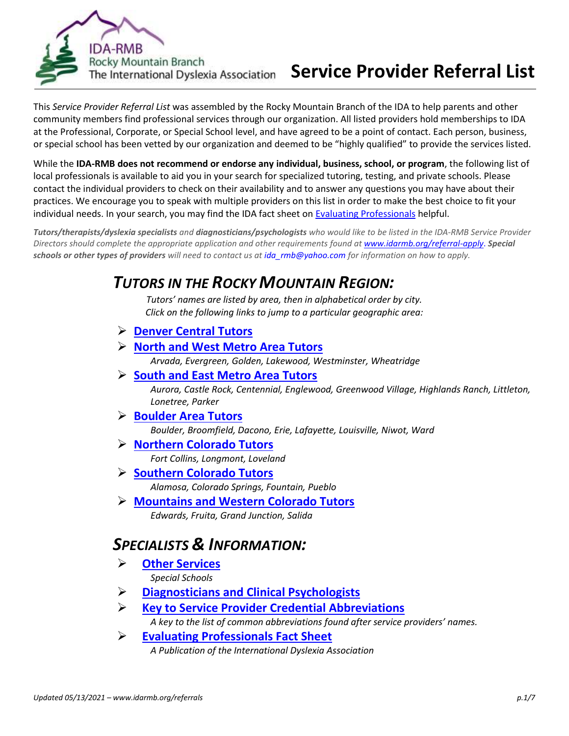IDA-RMB
Rocky Mountain Branch
The International Dyslexia Association

# Service Provider Referral List

This *Service Provider Referral List* was assembled by the Rocky Mountain Branch of the IDA to help parents and other community members find professional services through our organization. All listed providers hold memberships to IDA at the Professional, Corporate, or Special School level, and have agreed to be a point of contact. Each person, business, or special school has been vetted by our organization and deemed to be "highly qualified" to provide the services listed.

While the **IDA-RMB does not recommend or endorse any individual, business, school, or program**, the following list of local professionals is available to aid you in your search for specialized tutoring, testing, and private schools. Please contact the individual providers to check on their availability and to answer any questions you may have about their practices. We encourage you to speak with multiple providers on this list in order to make the best choice to fit your individual needs. In your search, you may find the IDA fact sheet on [Evaluating Professionals]() helpful.

***Tutors/therapists/dyslexia specialists*** *and* ***diagnosticians/psychologists*** *who would like to be listed in the IDA-RMB Service Provider Directors should complete the appropriate application and other requirements found at [www.idarmb.org/referral-apply](). **Special schools or other types of providers** will need to contact us at ida_rmb@yahoo.com for information on how to apply.*

## *TUTORS IN THE ROCKY MOUNTAIN REGION:*

*Tutors' names are listed by area, then in alphabetical order by city.*
*Click on the following links to jump to a particular geographic area:*

- **Denver Central Tutors**
- **North and West Metro Area Tutors**
  *Arvada, Evergreen, Golden, Lakewood, Westminster, Wheatridge*
- **South and East Metro Area Tutors**
  *Aurora, Castle Rock, Centennial, Englewood, Greenwood Village, Highlands Ranch, Littleton, Lonetree, Parker*
- **Boulder Area Tutors**
  *Boulder, Broomfield, Dacono, Erie, Lafayette, Louisville, Niwot, Ward*
- **Northern Colorado Tutors**
  *Fort Collins, Longmont, Loveland*
- **Southern Colorado Tutors**
  *Alamosa, Colorado Springs, Fountain, Pueblo*
- **Mountains and Western Colorado Tutors**
  *Edwards, Fruita, Grand Junction, Salida*

## *SPECIALISTS & INFORMATION:*

- **Other Services**
  *Special Schools*
- **Diagnosticians and Clinical Psychologists**
- **Key to Service Provider Credential Abbreviations**
  *A key to the list of common abbreviations found after service providers' names.*
- **Evaluating Professionals Fact Sheet**
  *A Publication of the International Dyslexia Association*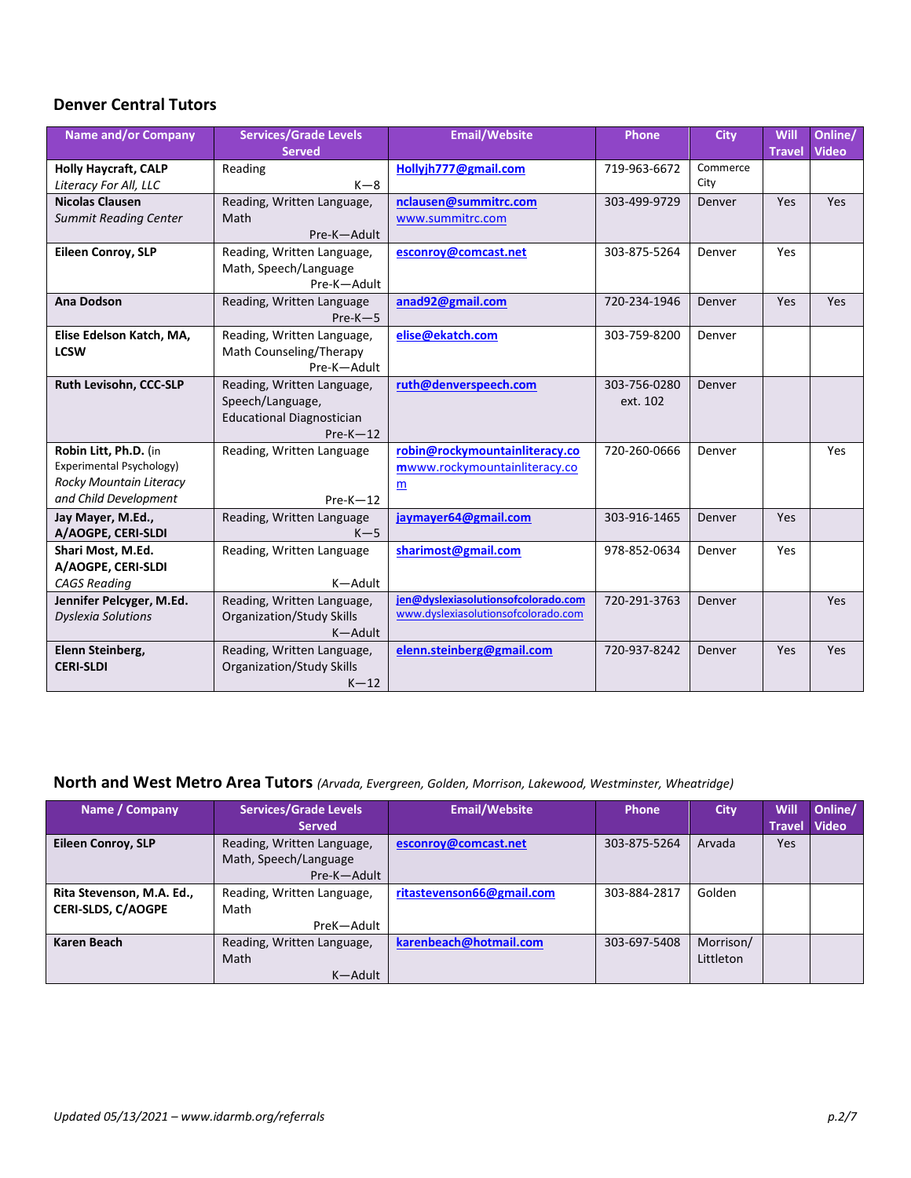## Denver Central Tutors

| Name and/or Company | Services/Grade Levels Served | Email/Website | Phone | City | Will Travel | Online/ Video |
|---|---|---|---|---|---|---|
| **Holly Haycraft, CALP** *Literacy For All, LLC* | Reading K—8 | Hollyjh777@gmail.com | 719-963-6672 | Commerce City | | |
| **Nicolas Clausen** *Summit Reading Center* | Reading, Written Language, Math Pre-K—Adult | nclausen@summitrc.com www.summitrc.com | 303-499-9729 | Denver | Yes | Yes |
| **Eileen Conroy, SLP** | Reading, Written Language, Math, Speech/Language Pre-K—Adult | esconroy@comcast.net | 303-875-5264 | Denver | Yes | |
| **Ana Dodson** | Reading, Written Language Pre-K—5 | anad92@gmail.com | 720-234-1946 | Denver | Yes | Yes |
| **Elise Edelson Katch, MA, LCSW** | Reading, Written Language, Math Counseling/Therapy Pre-K—Adult | elise@ekatch.com | 303-759-8200 | Denver | | |
| **Ruth Levisohn, CCC-SLP** | Reading, Written Language, Speech/Language, Educational Diagnostician Pre-K—12 | ruth@denverspeech.com | 303-756-0280 ext. 102 | Denver | | |
| **Robin Litt, Ph.D.** (in Experimental Psychology) *Rocky Mountain Literacy and Child Development* | Reading, Written Language Pre-K—12 | robin@rockymountainliteracy.com www.rockymountainliteracy.com | 720-260-0666 | Denver | | Yes |
| **Jay Mayer, M.Ed., A/AOGPE, CERI-SLDI** | Reading, Written Language K—5 | jaymayer64@gmail.com | 303-916-1465 | Denver | Yes | |
| **Shari Most, M.Ed. A/AOGPE, CERI-SLDI** *CAGS Reading* | Reading, Written Language K—Adult | sharimost@gmail.com | 978-852-0634 | Denver | Yes | |
| **Jennifer Pelcyger, M.Ed.** *Dyslexia Solutions* | Reading, Written Language, Organization/Study Skills K—Adult | jen@dyslexiasolutionsofcolorado.com www.dyslexiasolutionsofcolorado.com | 720-291-3763 | Denver | | Yes |
| **Elenn Steinberg, CERI-SLDI** | Reading, Written Language, Organization/Study Skills K—12 | elenn.steinberg@gmail.com | 720-937-8242 | Denver | Yes | Yes |

## North and West Metro Area Tutors *(Arvada, Evergreen, Golden, Morrison, Lakewood, Westminster, Wheatridge)*

| Name / Company | Services/Grade Levels Served | Email/Website | Phone | City | Will Travel | Online/ Video |
|---|---|---|---|---|---|---|
| **Eileen Conroy, SLP** | Reading, Written Language, Math, Speech/Language Pre-K—Adult | esconroy@comcast.net | 303-875-5264 | Arvada | Yes | |
| **Rita Stevenson, M.A. Ed., CERI-SLDS, C/AOGPE** | Reading, Written Language, Math PreK—Adult | ritastevenson66@gmail.com | 303-884-2817 | Golden | | |
| **Karen Beach** | Reading, Written Language, Math K—Adult | karenbeach@hotmail.com | 303-697-5408 | Morrison/ Littleton | | |

*Updated 05/13/2021 – www.idarmb.org/referrals*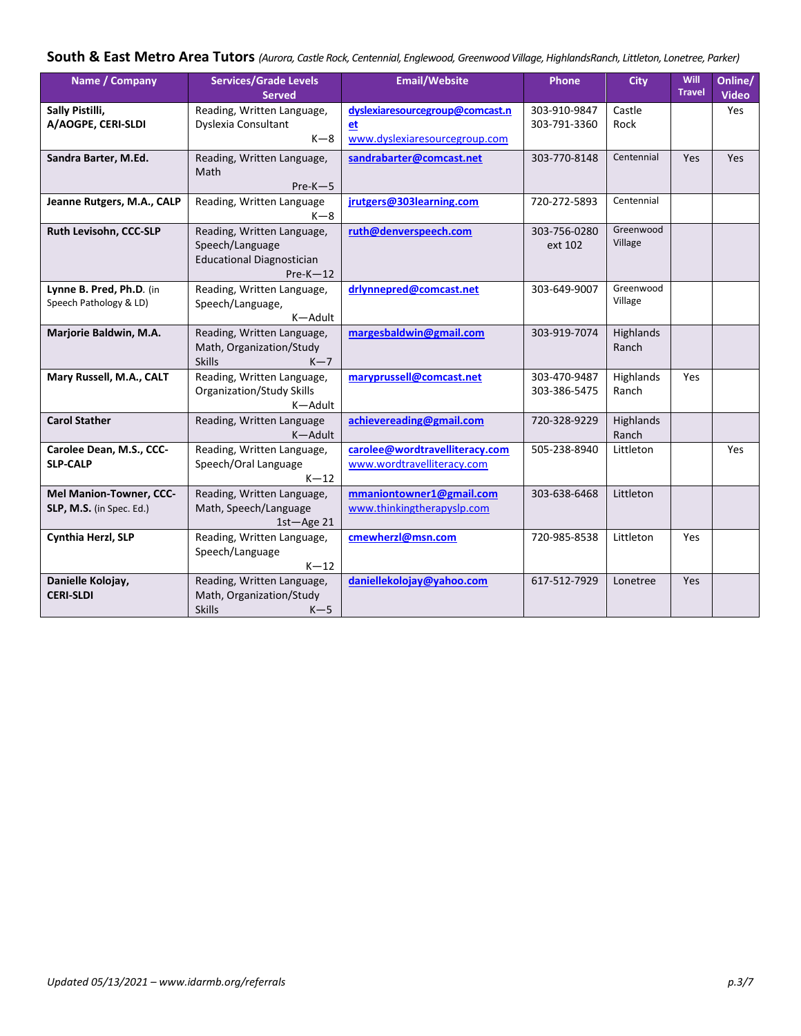## South & East Metro Area Tutors *(Aurora, Castle Rock, Centennial, Englewood, Greenwood Village, HighlandsRanch, Littleton, Lonetree, Parker)*

| Name / Company | Services/Grade Levels Served | Email/Website | Phone | City | Will Travel | Online/ Video |
|---|---|---|---|---|---|---|
| **Sally Pistilli, A/AOGPE, CERI-SLDI** | Reading, Written Language, Dyslexia Consultant K—8 | **dyslexiaresourcegroup@comcast.net** www.dyslexiaresourcegroup.com | 303-910-9847 303-791-3360 | Castle Rock | | Yes |
| **Sandra Barter, M.Ed.** | Reading, Written Language, Math Pre-K—5 | **sandrabarter@comcast.net** | 303-770-8148 | Centennial | Yes | Yes |
| **Jeanne Rutgers, M.A., CALP** | Reading, Written Language K—8 | **jrutgers@303learning.com** | 720-272-5893 | Centennial | | |
| **Ruth Levisohn, CCC-SLP** | Reading, Written Language, Speech/Language Educational Diagnostician Pre-K—12 | **ruth@denverspeech.com** | 303-756-0280 ext 102 | Greenwood Village | | |
| **Lynne B. Pred, Ph.D.** (in Speech Pathology & LD) | Reading, Written Language, Speech/Language, K—Adult | **drlynnepred@comcast.net** | 303-649-9007 | Greenwood Village | | |
| **Marjorie Baldwin, M.A.** | Reading, Written Language, Math, Organization/Study Skills K—7 | **margesbaldwin@gmail.com** | 303-919-7074 | Highlands Ranch | | |
| **Mary Russell, M.A., CALT** | Reading, Written Language, Organization/Study Skills K—Adult | **maryprussell@comcast.net** | 303-470-9487 303-386-5475 | Highlands Ranch | Yes | |
| **Carol Stather** | Reading, Written Language K—Adult | **achievereading@gmail.com** | 720-328-9229 | Highlands Ranch | | |
| **Carolee Dean, M.S., CCC-SLP-CALP** | Reading, Written Language, Speech/Oral Language K—12 | **carolee@wordtravelliteracy.com** www.wordtravelliteracy.com | 505-238-8940 | Littleton | | Yes |
| **Mel Manion-Towner, CCC-SLP, M.S.** (in Spec. Ed.) | Reading, Written Language, Math, Speech/Language 1st—Age 21 | **mmaniontowner1@gmail.com** www.thinkingtherapyslp.com | 303-638-6468 | Littleton | | |
| **Cynthia Herzl, SLP** | Reading, Written Language, Speech/Language K—12 | **cmewherzl@msn.com** | 720-985-8538 | Littleton | Yes | |
| **Danielle Kolojay, CERI-SLDI** | Reading, Written Language, Math, Organization/Study Skills K—5 | **daniellekolojay@yahoo.com** | 617-512-7929 | Lonetree | Yes | |

*Updated 05/13/2021 – www.idarmb.org/referrals*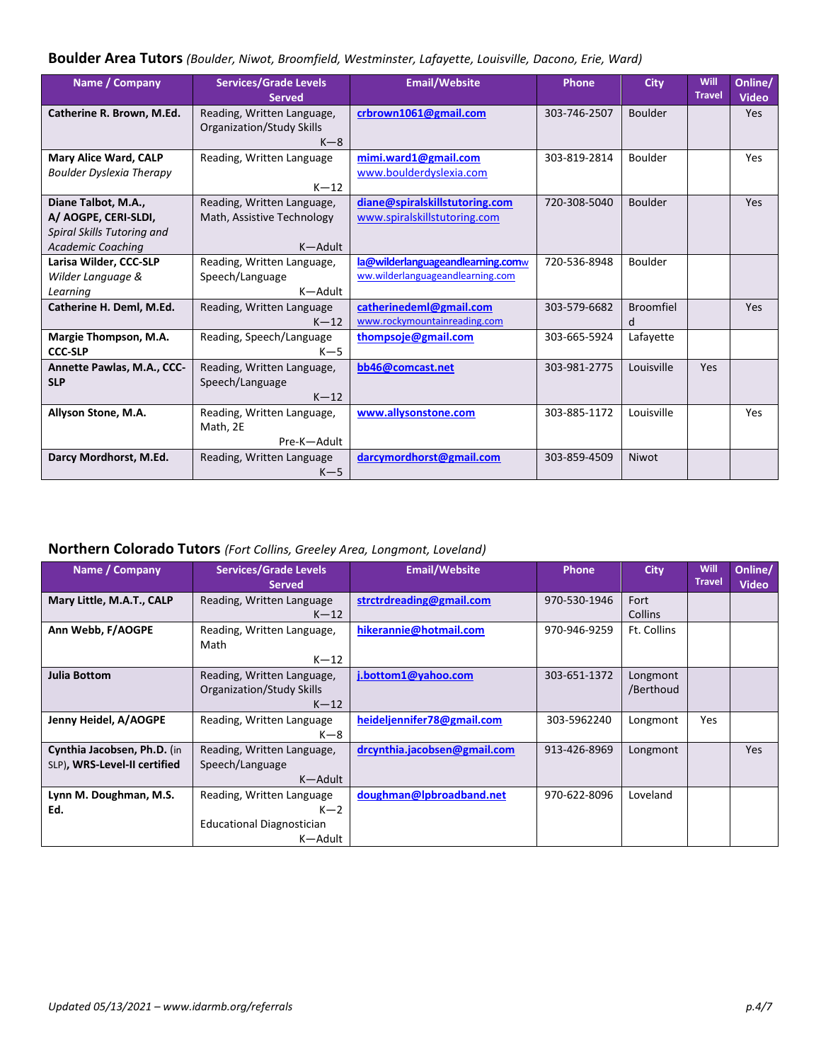## Boulder Area Tutors *(Boulder, Niwot, Broomfield, Westminster, Lafayette, Louisville, Dacono, Erie, Ward)*

| Name / Company | Services/Grade Levels Served | Email/Website | Phone | City | Will Travel | Online/ Video |
|---|---|---|---|---|---|---|
| **Catherine R. Brown, M.Ed.** | Reading, Written Language, Organization/Study Skills K—8 | crbrown1061@gmail.com | 303-746-2507 | Boulder | | Yes |
| **Mary Alice Ward, CALP** *Boulder Dyslexia Therapy* | Reading, Written Language K—12 | mimi.ward1@gmail.com www.boulderdyslexia.com | 303-819-2814 | Boulder | | Yes |
| **Diane Talbot, M.A., A/ AOGPE, CERI-SLDI,** *Spiral Skills Tutoring and Academic Coaching* | Reading, Written Language, Math, Assistive Technology K—Adult | diane@spiralskillstutoring.com www.spiralskillstutoring.com | 720-308-5040 | Boulder | | Yes |
| **Larisa Wilder, CCC-SLP** *Wilder Language & Learning* | Reading, Written Language, Speech/Language K—Adult | la@wilderlanguageandlearning.com www.wilderlanguageandlearning.com | 720-536-8948 | Boulder | | |
| **Catherine H. Deml, M.Ed.** | Reading, Written Language K—12 | catherinedeml@gmail.com www.rockymountainreading.com | 303-579-6682 | Broomfield | | Yes |
| **Margie Thompson, M.A. CCC-SLP** | Reading, Speech/Language K—5 | thompsoje@gmail.com | 303-665-5924 | Lafayette | | |
| **Annette Pawlas, M.A., CCC-SLP** | Reading, Written Language, Speech/Language K—12 | bb46@comcast.net | 303-981-2775 | Louisville | Yes | |
| **Allyson Stone, M.A.** | Reading, Written Language, Math, 2E Pre-K—Adult | www.allysonstone.com | 303-885-1172 | Louisville | | Yes |
| **Darcy Mordhorst, M.Ed.** | Reading, Written Language K—5 | darcymordhorst@gmail.com | 303-859-4509 | Niwot | | |

## Northern Colorado Tutors *(Fort Collins, Greeley Area, Longmont, Loveland)*

| Name / Company | Services/Grade Levels Served | Email/Website | Phone | City | Will Travel | Online/ Video |
|---|---|---|---|---|---|---|
| **Mary Little, M.A.T., CALP** | Reading, Written Language K—12 | strctrdreading@gmail.com | 970-530-1946 | Fort Collins | | |
| **Ann Webb, F/AOGPE** | Reading, Written Language, Math K—12 | hikerannie@hotmail.com | 970-946-9259 | Ft. Collins | | |
| **Julia Bottom** | Reading, Written Language, Organization/Study Skills K—12 | j.bottom1@yahoo.com | 303-651-1372 | Longmont /Berthoud | | |
| **Jenny Heidel, A/AOGPE** | Reading, Written Language K—8 | heideljennifer78@gmail.com | 303-5962240 | Longmont | Yes | |
| **Cynthia Jacobsen, Ph.D.** (in SLP), **WRS-Level-II certified** | Reading, Written Language, Speech/Language K—Adult | drcynthia.jacobsen@gmail.com | 913-426-8969 | Longmont | | Yes |
| **Lynn M. Doughman, M.S. Ed.** | Reading, Written Language K—2 Educational Diagnostician K—Adult | doughman@lpbroadband.net | 970-622-8096 | Loveland | | |

*Updated 05/13/2021 – www.idarmb.org/referrals*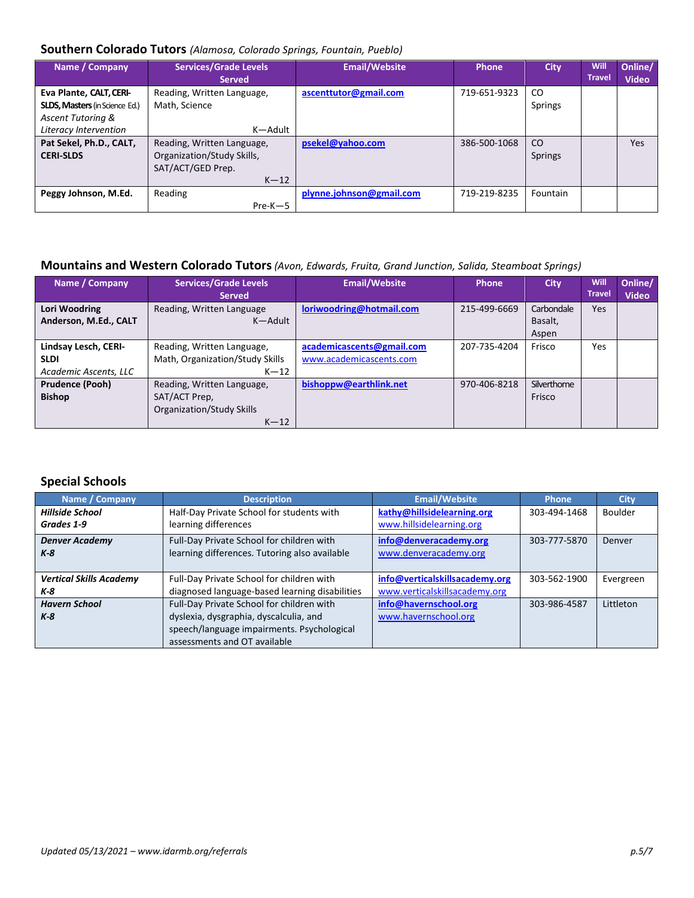## Southern Colorado Tutors *(Alamosa, Colorado Springs, Fountain, Pueblo)*

| Name / Company | Services/Grade Levels Served | Email/Website | Phone | City | Will Travel | Online/ Video |
|---|---|---|---|---|---|---|
| **Eva Plante, CALT, CERI-SLDS, Masters** (in Science Ed.) *Ascent Tutoring & Literacy Intervention* | Reading, Written Language, Math, Science K—Adult | **ascenttutor@gmail.com** | 719-651-9323 | CO Springs | | |
| **Pat Sekel, Ph.D., CALT, CERI-SLDS** | Reading, Written Language, Organization/Study Skills, SAT/ACT/GED Prep. K—12 | **psekel@yahoo.com** | 386-500-1068 | CO Springs | | Yes |
| **Peggy Johnson, M.Ed.** | Reading Pre-K—5 | **plynne.johnson@gmail.com** | 719-219-8235 | Fountain | | |

## Mountains and Western Colorado Tutors *(Avon, Edwards, Fruita, Grand Junction, Salida, Steamboat Springs)*

| Name / Company | Services/Grade Levels Served | Email/Website | Phone | City | Will Travel | Online/ Video |
|---|---|---|---|---|---|---|
| **Lori Woodring Anderson, M.Ed., CALT** | Reading, Written Language K—Adult | **loriwoodring@hotmail.com** | 215-499-6669 | Carbondale Basalt, Aspen | Yes | |
| **Lindsay Lesch, CERI-SLDI** *Academic Ascents, LLC* | Reading, Written Language, Math, Organization/Study Skills K—12 | **academicascents@gmail.com** www.academicascents.com | 207-735-4204 | Frisco | Yes | |
| **Prudence (Pooh) Bishop** | Reading, Written Language, SAT/ACT Prep, Organization/Study Skills K—12 | **bishoppw@earthlink.net** | 970-406-8218 | Silverthorne Frisco | | |

## Special Schools

| Name / Company | Description | Email/Website | Phone | City |
|---|---|---|---|---|
| ***Hillside School Grades 1-9*** | Half-Day Private School for students with learning differences | **kathy@hillsidelearning.org** www.hillsidelearning.org | 303-494-1468 | Boulder |
| ***Denver Academy K-8*** | Full-Day Private School for children with learning differences. Tutoring also available | **info@denveracademy.org** www.denveracademy.org | 303-777-5870 | Denver |
| ***Vertical Skills Academy K-8*** | Full-Day Private School for children with diagnosed language-based learning disabilities | **info@verticalskillsacademy.org** www.verticalskillsacademy.org | 303-562-1900 | Evergreen |
| ***Havern School K-8*** | Full-Day Private School for children with dyslexia, dysgraphia, dyscalculia, and speech/language impairments. Psychological assessments and OT available | **info@havernschool.org** www.havernschool.org | 303-986-4587 | Littleton |

*Updated 05/13/2021 – www.idarmb.org/referrals*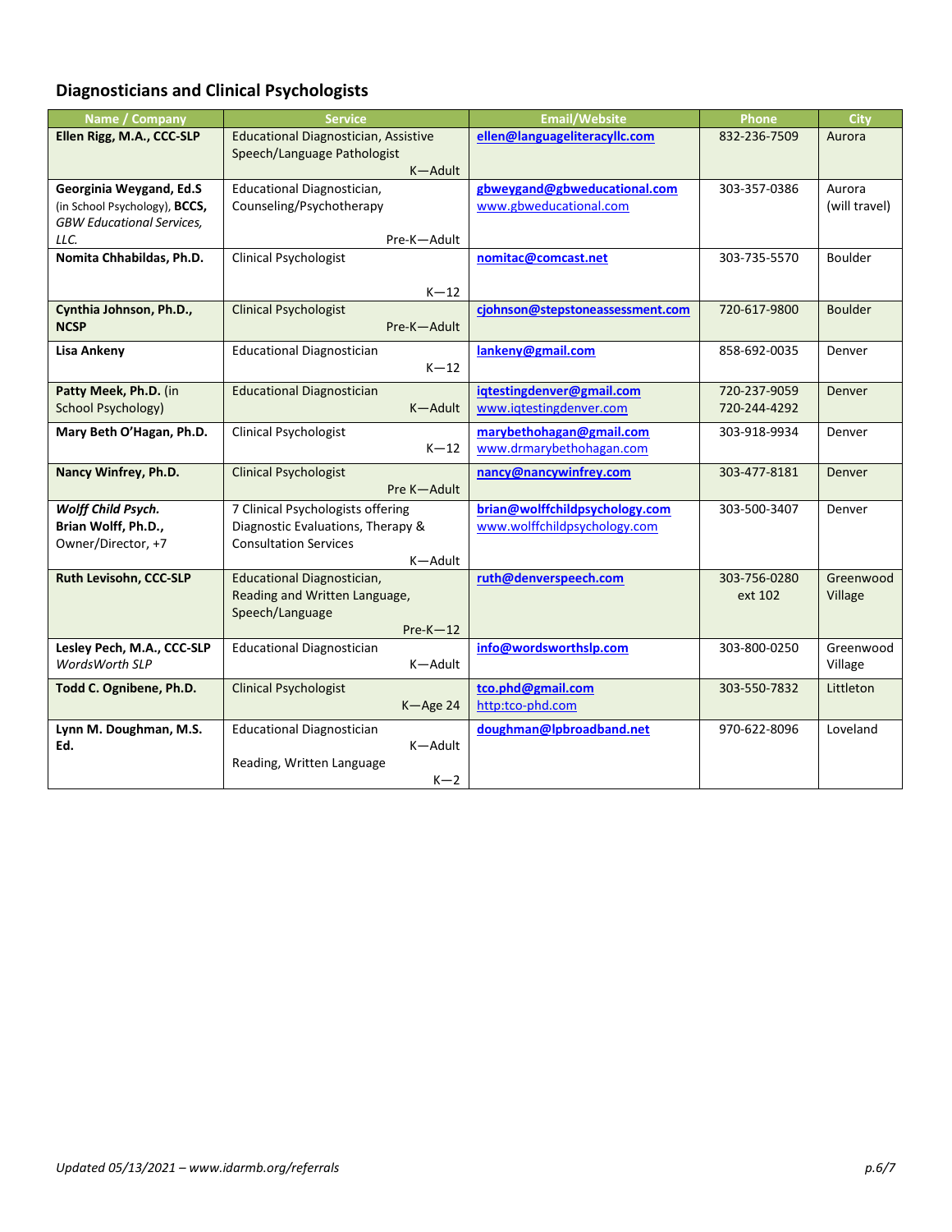## Diagnosticians and Clinical Psychologists

| Name / Company | Service | Email/Website | Phone | City |
|---|---|---|---|---|
| **Ellen Rigg, M.A., CCC-SLP** | Educational Diagnostician, Assistive Speech/Language Pathologist K—Adult | **ellen@languageliteracyllc.com** | 832-236-7509 | Aurora |
| **Georginia Weygand, Ed.S** (in School Psychology), **BCCS,** *GBW Educational Services, LLC.* | Educational Diagnostician, Counseling/Psychotherapy Pre-K—Adult | **gbweygand@gbweducational.com** www.gbweducational.com | 303-357-0386 | Aurora (will travel) |
| **Nomita Chhabildas, Ph.D.** | Clinical Psychologist K—12 | **nomitac@comcast.net** | 303-735-5570 | Boulder |
| **Cynthia Johnson, Ph.D., NCSP** | Clinical Psychologist Pre-K—Adult | **cjohnson@stepstoneassessment.com** | 720-617-9800 | Boulder |
| **Lisa Ankeny** | Educational Diagnostician K—12 | **lankeny@gmail.com** | 858-692-0035 | Denver |
| **Patty Meek, Ph.D.** (in School Psychology) | Educational Diagnostician K—Adult | **iqtestingdenver@gmail.com** www.iqtestingdenver.com | 720-237-9059 720-244-4292 | Denver |
| **Mary Beth O'Hagan, Ph.D.** | Clinical Psychologist K—12 | **marybethohagan@gmail.com** www.drmarybethohagan.com | 303-918-9934 | Denver |
| **Nancy Winfrey, Ph.D.** | Clinical Psychologist Pre K—Adult | **nancy@nancywinfrey.com** | 303-477-8181 | Denver |
| ***Wolff Child Psych.*** **Brian Wolff, Ph.D.,** Owner/Director, +7 | 7 Clinical Psychologists offering Diagnostic Evaluations, Therapy & Consultation Services K—Adult | **brian@wolffchildpsychology.com** www.wolffchildpsychology.com | 303-500-3407 | Denver |
| **Ruth Levisohn, CCC-SLP** | Educational Diagnostician, Reading and Written Language, Speech/Language Pre-K—12 | **ruth@denverspeech.com** | 303-756-0280 ext 102 | Greenwood Village |
| **Lesley Pech, M.A., CCC-SLP** *WordsWorth SLP* | Educational Diagnostician K—Adult | **info@wordsworthslp.com** | 303-800-0250 | Greenwood Village |
| **Todd C. Ognibene, Ph.D.** | Clinical Psychologist K—Age 24 | **tco.phd@gmail.com** http:tco-phd.com | 303-550-7832 | Littleton |
| **Lynn M. Doughman, M.S. Ed.** | Educational Diagnostician K—Adult Reading, Written Language K—2 | **doughman@lpbroadband.net** | 970-622-8096 | Loveland |

*Updated 05/13/2021 – www.idarmb.org/referrals*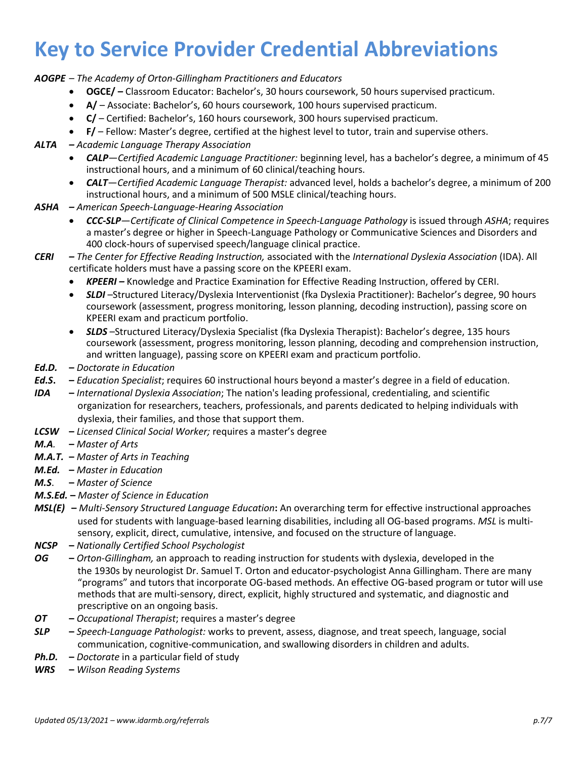# Key to Service Provider Credential Abbreviations

***AOGPE*** *– The Academy of Orton-Gillingham Practitioners and Educators*

- **OGCE/ –** Classroom Educator: Bachelor's, 30 hours coursework, 50 hours supervised practicum.
- **A/** – Associate: Bachelor's, 60 hours coursework, 100 hours supervised practicum.
- **C/** – Certified: Bachelor's, 160 hours coursework, 300 hours supervised practicum.
- **F/** – Fellow: Master's degree, certified at the highest level to tutor, train and supervise others.

***ALTA*** **–** *Academic Language Therapy Association*

- ***CALP****—Certified Academic Language Practitioner:* beginning level, has a bachelor's degree, a minimum of 45 instructional hours, and a minimum of 60 clinical/teaching hours.
- ***CALT****—Certified Academic Language Therapist:* advanced level, holds a bachelor's degree, a minimum of 200 instructional hours, and a minimum of 500 MSLE clinical/teaching hours.

***ASHA*** **–** *American Speech-Language-Hearing Association*

- ***CCC-SLP****—Certificate of Clinical Competence in Speech-Language Pathology* is issued through *ASHA*; requires a master's degree or higher in Speech-Language Pathology or Communicative Sciences and Disorders and 400 clock-hours of supervised speech/language clinical practice.

***CERI*** ***–*** *The Center for Effective Reading Instruction,* associated with the *International Dyslexia Association* (IDA). All certificate holders must have a passing score on the KPEERI exam.

- ***KPEERI –*** Knowledge and Practice Examination for Effective Reading Instruction, offered by CERI.
- ***SLDI*** –Structured Literacy/Dyslexia Interventionist (fka Dyslexia Practitioner): Bachelor's degree, 90 hours coursework (assessment, progress monitoring, lesson planning, decoding instruction), passing score on KPEERI exam and practicum portfolio.
- ***SLDS*** –Structured Literacy/Dyslexia Specialist (fka Dyslexia Therapist): Bachelor's degree, 135 hours coursework (assessment, progress monitoring, lesson planning, decoding and comprehension instruction, and written language), passing score on KPEERI exam and practicum portfolio.

***Ed.D.*** **–** *Doctorate in Education*

***Ed.S.*** **–** *Education Specialist*; requires 60 instructional hours beyond a master's degree in a field of education.

***IDA*** **–** *International Dyslexia Association*; The nation's leading professional, credentialing, and scientific organization for researchers, teachers, professionals, and parents dedicated to helping individuals with dyslexia, their families, and those that support them.

***LCSW*** **–** *Licensed Clinical Social Worker;* requires a master's degree

***M.A.*** **–** *Master of Arts*

***M.A.T.*** **–** *Master of Arts in Teaching*

***M.Ed.*** **–** *Master in Education*

***M.S.*** **–** *Master of Science*

***M.S.Ed.*** **–** *Master of Science in Education*

***MSL(E)*** **–** *Multi-Sensory Structured Language Education***:** An overarching term for effective instructional approaches used for students with language-based learning disabilities, including all OG-based programs. *MSL* is multi-sensory, explicit, direct, cumulative, intensive, and focused on the structure of language.

***NCSP*** **–** *Nationally Certified School Psychologist*

***OG*** **–** *Orton-Gillingham,* an approach to reading instruction for students with dyslexia, developed in the the 1930s by neurologist Dr. Samuel T. Orton and educator-psychologist Anna Gillingham. There are many "programs" and tutors that incorporate OG-based methods. An effective OG-based program or tutor will use methods that are multi-sensory, direct, explicit, highly structured and systematic, and diagnostic and prescriptive on an ongoing basis.

***OT*** **–** *Occupational Therapist*; requires a master's degree

***SLP*** **–** *Speech-Language Pathologist:* works to prevent, assess, diagnose, and treat speech, language, social communication, cognitive-communication, and swallowing disorders in children and adults.

***Ph.D.*** **–** *Doctorate* in a particular field of study

***WRS*** **–** *Wilson Reading Systems*

*Updated 05/13/2021 – www.idarmb.org/referrals*